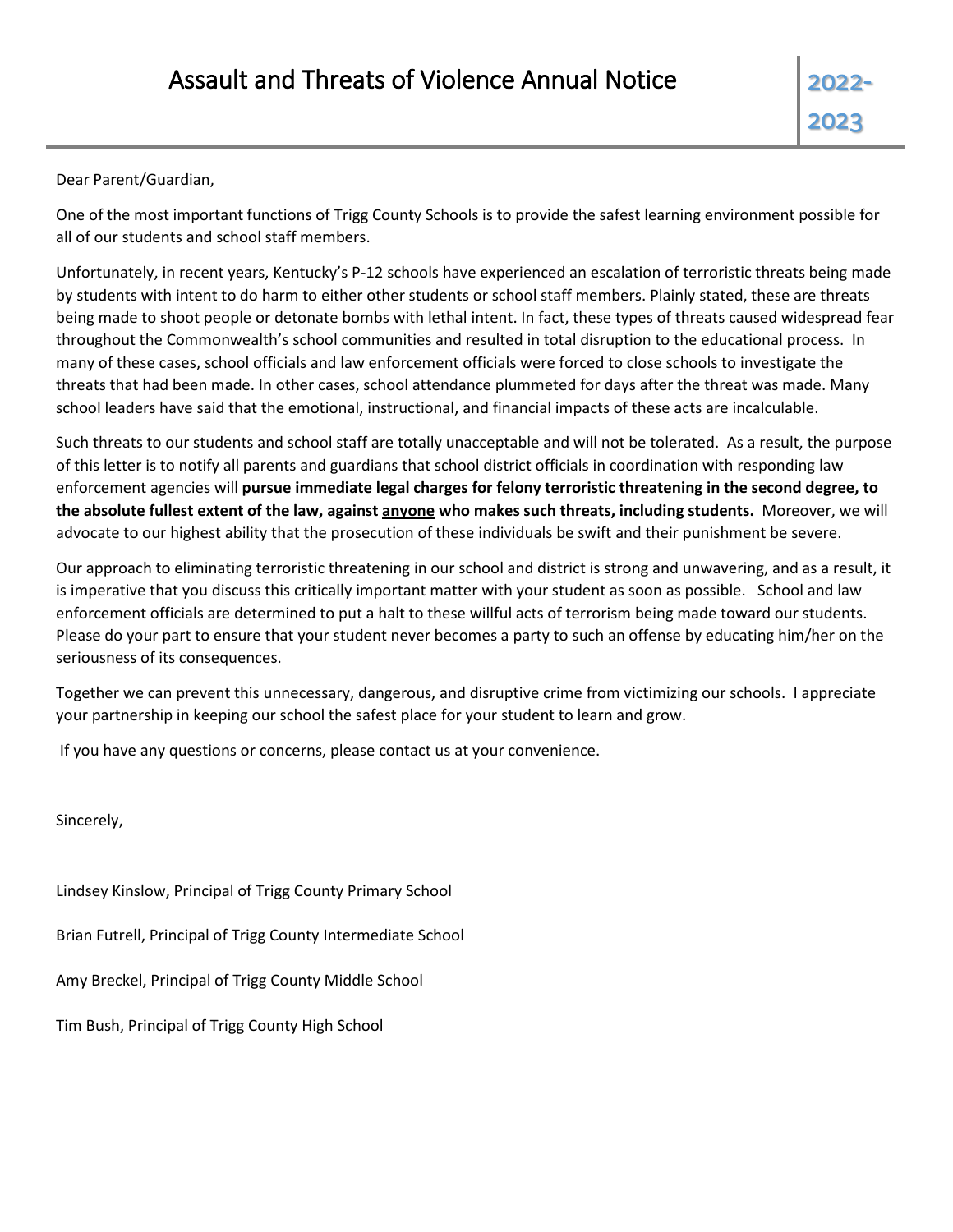# Assault and Threats of Violence Annual Notice

**2022-2023**

Dear Parent/Guardian,

One of the most important functions of Trigg County Schools is to provide the safest learning environment possible for all of our students and school staff members.

Unfortunately, in recent years, Kentucky's P-12 schools have experienced an escalation of terroristic threats being made by students with intent to do harm to either other students or school staff members. Plainly stated, these are threats being made to shoot people or detonate bombs with lethal intent. In fact, these types of threats caused widespread fear throughout the Commonwealth's school communities and resulted in total disruption to the educational process. In many of these cases, school officials and law enforcement officials were forced to close schools to investigate the threats that had been made. In other cases, school attendance plummeted for days after the threat was made. Many school leaders have said that the emotional, instructional, and financial impacts of these acts are incalculable.

Such threats to our students and school staff are totally unacceptable and will not be tolerated. As a result, the purpose of this letter is to notify all parents and guardians that school district officials in coordination with responding law enforcement agencies will **pursue immediate legal charges for felony terroristic threatening in the second degree, to the absolute fullest extent of the law, against <u>anyone</u> who makes such threats, including students.** Moreover, we will advocate to our highest ability that the prosecution of these individuals be swift and their punishment be severe.

Our approach to eliminating terroristic threatening in our school and district is strong and unwavering, and as a result, it is imperative that you discuss this critically important matter with your student as soon as possible. School and law enforcement officials are determined to put a halt to these willful acts of terrorism being made toward our students. Please do your part to ensure that your student never becomes a party to such an offense by educating him/her on the seriousness of its consequences.

Together we can prevent this unnecessary, dangerous, and disruptive crime from victimizing our schools. I appreciate your partnership in keeping our school the safest place for your student to learn and grow.

If you have any questions or concerns, please contact us at your convenience.

Sincerely,

Lindsey Kinslow, Principal of Trigg County Primary School

Brian Futrell, Principal of Trigg County Intermediate School

Amy Breckel, Principal of Trigg County Middle School

Tim Bush, Principal of Trigg County High School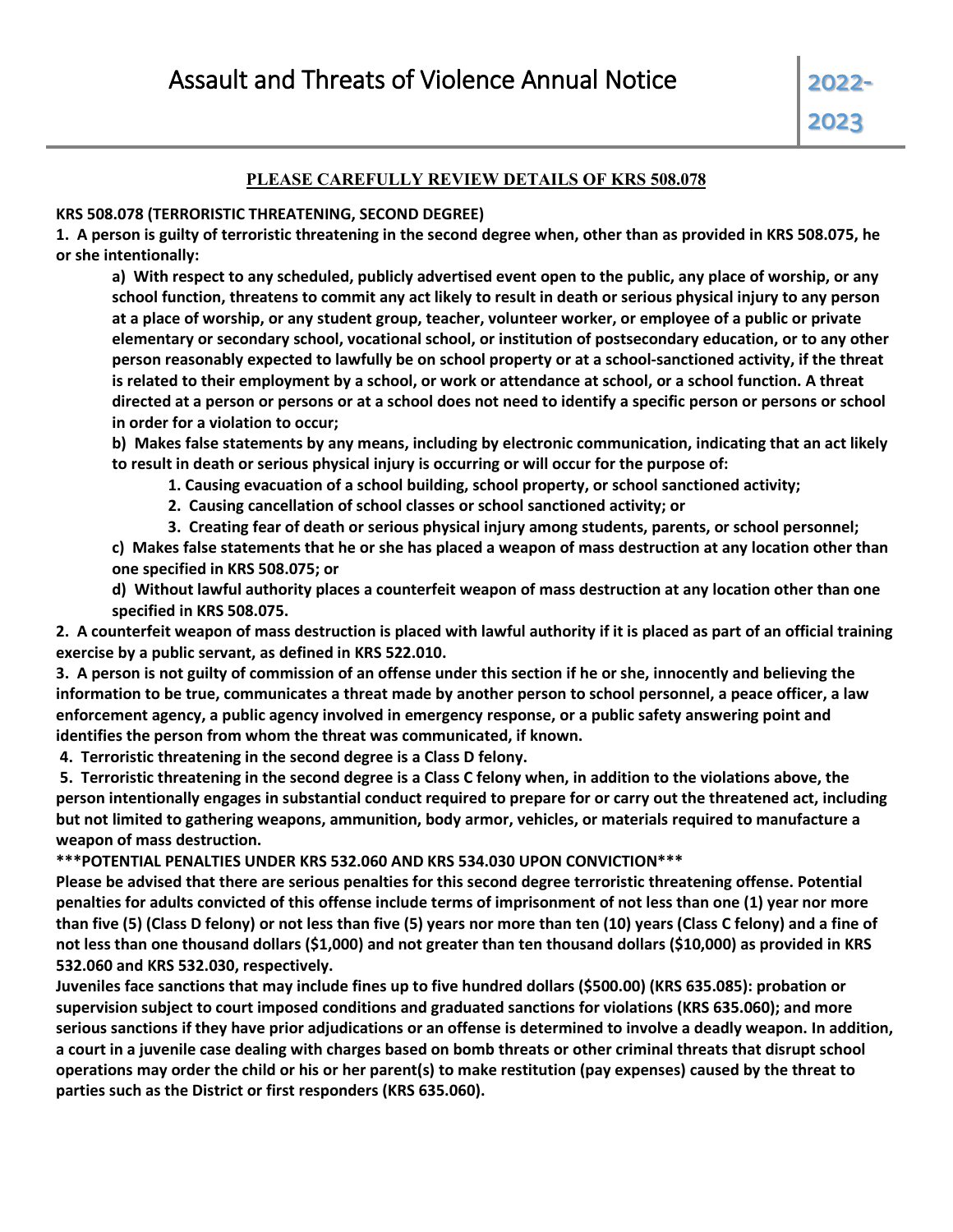# Assault and Threats of Violence Annual Notice

**2022-2023**

## PLEASE CAREFULLY REVIEW DETAILS OF KRS 508.078

**KRS 508.078 (TERRORISTIC THREATENING, SECOND DEGREE)**

**1. A person is guilty of terroristic threatening in the second degree when, other than as provided in KRS 508.075, he or she intentionally:**

> **a) With respect to any scheduled, publicly advertised event open to the public, any place of worship, or any school function, threatens to commit any act likely to result in death or serious physical injury to any person at a place of worship, or any student group, teacher, volunteer worker, or employee of a public or private elementary or secondary school, vocational school, or institution of postsecondary education, or to any other person reasonably expected to lawfully be on school property or at a school-sanctioned activity, if the threat is related to their employment by a school, or work or attendance at school, or a school function. A threat directed at a person or persons or at a school does not need to identify a specific person or persons or school in order for a violation to occur;**
>
> **b) Makes false statements by any means, including by electronic communication, indicating that an act likely to result in death or serious physical injury is occurring or will occur for the purpose of:**
>
> > **1. Causing evacuation of a school building, school property, or school sanctioned activity;**
> >
> > **2. Causing cancellation of school classes or school sanctioned activity; or**
> >
> > **3. Creating fear of death or serious physical injury among students, parents, or school personnel;**
>
> **c) Makes false statements that he or she has placed a weapon of mass destruction at any location other than one specified in KRS 508.075; or**
>
> **d) Without lawful authority places a counterfeit weapon of mass destruction at any location other than one specified in KRS 508.075.**

**2. A counterfeit weapon of mass destruction is placed with lawful authority if it is placed as part of an official training exercise by a public servant, as defined in KRS 522.010.**

**3. A person is not guilty of commission of an offense under this section if he or she, innocently and believing the information to be true, communicates a threat made by another person to school personnel, a peace officer, a law enforcement agency, a public agency involved in emergency response, or a public safety answering point and identifies the person from whom the threat was communicated, if known.**

**4. Terroristic threatening in the second degree is a Class D felony.**

**5. Terroristic threatening in the second degree is a Class C felony when, in addition to the violations above, the person intentionally engages in substantial conduct required to prepare for or carry out the threatened act, including but not limited to gathering weapons, ammunition, body armor, vehicles, or materials required to manufacture a weapon of mass destruction.**

**\*\*\*POTENTIAL PENALTIES UNDER KRS 532.060 AND KRS 534.030 UPON CONVICTION\*\*\***

**Please be advised that there are serious penalties for this second degree terroristic threatening offense. Potential penalties for adults convicted of this offense include terms of imprisonment of not less than one (1) year nor more than five (5) (Class D felony) or not less than five (5) years nor more than ten (10) years (Class C felony) and a fine of not less than one thousand dollars ($1,000) and not greater than ten thousand dollars ($10,000) as provided in KRS 532.060 and KRS 532.030, respectively.**

**Juveniles face sanctions that may include fines up to five hundred dollars ($500.00) (KRS 635.085): probation or supervision subject to court imposed conditions and graduated sanctions for violations (KRS 635.060); and more serious sanctions if they have prior adjudications or an offense is determined to involve a deadly weapon. In addition, a court in a juvenile case dealing with charges based on bomb threats or other criminal threats that disrupt school operations may order the child or his or her parent(s) to make restitution (pay expenses) caused by the threat to parties such as the District or first responders (KRS 635.060).**